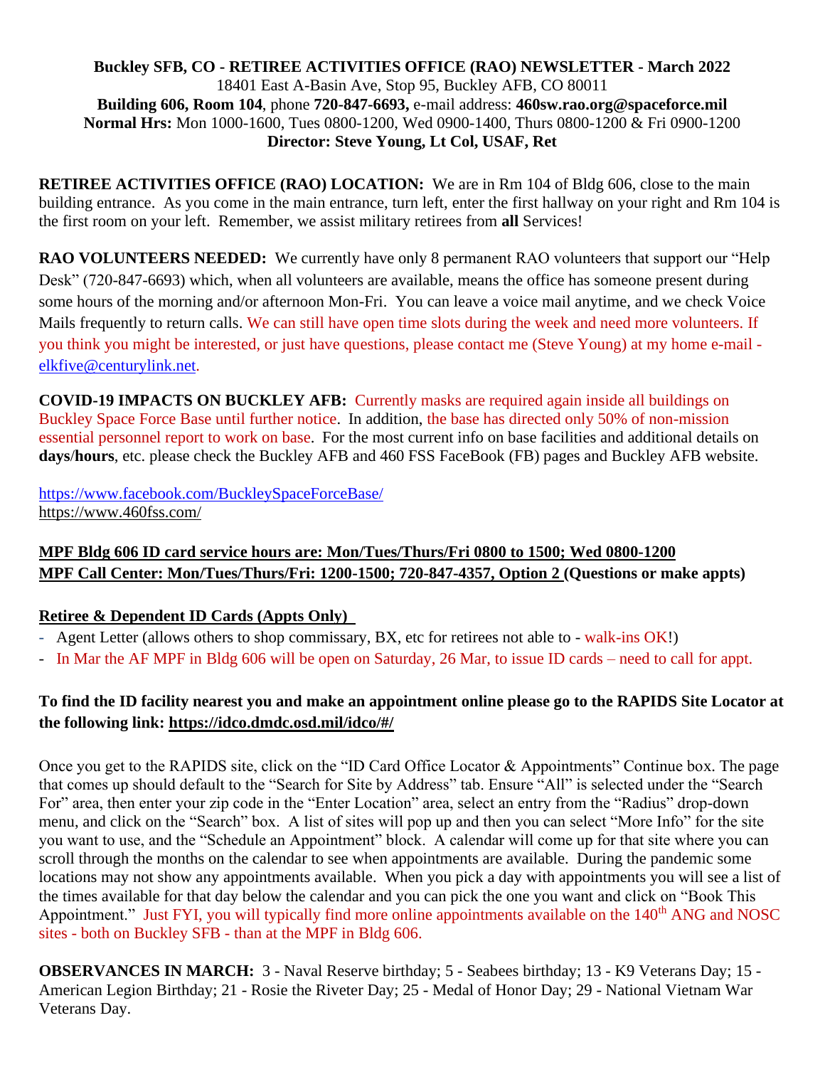**Buckley SFB, CO - RETIREE ACTIVITIES OFFICE (RAO) NEWSLETTER - March 2022**
18401 East A-Basin Ave, Stop 95, Buckley AFB, CO 80011
**Building 606, Room 104**, phone **720-847-6693,** e-mail address: **460sw.rao.org@spaceforce.mil**
**Normal Hrs:** Mon 1000-1600, Tues 0800-1200, Wed 0900-1400, Thurs 0800-1200 & Fri 0900-1200
**Director: Steve Young, Lt Col, USAF, Ret**

**RETIREE ACTIVITIES OFFICE (RAO) LOCATION:** We are in Rm 104 of Bldg 606, close to the main building entrance. As you come in the main entrance, turn left, enter the first hallway on your right and Rm 104 is the first room on your left. Remember, we assist military retirees from **all** Services!

**RAO VOLUNTEERS NEEDED:** We currently have only 8 permanent RAO volunteers that support our "Help Desk" (720-847-6693) which, when all volunteers are available, means the office has someone present during some hours of the morning and/or afternoon Mon-Fri. You can leave a voice mail anytime, and we check Voice Mails frequently to return calls. We can still have open time slots during the week and need more volunteers. If you think you might be interested, or just have questions, please contact me (Steve Young) at my home e-mail - elkfive@centurylink.net.

**COVID-19 IMPACTS ON BUCKLEY AFB:** Currently masks are required again inside all buildings on Buckley Space Force Base until further notice. In addition, the base has directed only 50% of non-mission essential personnel report to work on base. For the most current info on base facilities and additional details on **days/hours**, etc. please check the Buckley AFB and 460 FSS FaceBook (FB) pages and Buckley AFB website.

https://www.facebook.com/BuckleySpaceForceBase/
https://www.460fss.com/

**MPF Bldg 606 ID card service hours are: Mon/Tues/Thurs/Fri 0800 to 1500; Wed 0800-1200**
**MPF Call Center: Mon/Tues/Thurs/Fri: 1200-1500; 720-847-4357, Option 2 (Questions or make appts)**

**Retiree & Dependent ID Cards (Appts Only)**

- Agent Letter (allows others to shop commissary, BX, etc for retirees not able to - walk-ins OK!)
- In Mar the AF MPF in Bldg 606 will be open on Saturday, 26 Mar, to issue ID cards – need to call for appt.

**To find the ID facility nearest you and make an appointment online please go to the RAPIDS Site Locator at the following link: https://idco.dmdc.osd.mil/idco/#/**

Once you get to the RAPIDS site, click on the "ID Card Office Locator & Appointments" Continue box. The page that comes up should default to the "Search for Site by Address" tab. Ensure "All" is selected under the "Search For" area, then enter your zip code in the "Enter Location" area, select an entry from the "Radius" drop-down menu, and click on the "Search" box. A list of sites will pop up and then you can select "More Info" for the site you want to use, and the "Schedule an Appointment" block. A calendar will come up for that site where you can scroll through the months on the calendar to see when appointments are available. During the pandemic some locations may not show any appointments available. When you pick a day with appointments you will see a list of the times available for that day below the calendar and you can pick the one you want and click on "Book This Appointment." Just FYI, you will typically find more online appointments available on the 140th ANG and NOSC sites - both on Buckley SFB - than at the MPF in Bldg 606.

**OBSERVANCES IN MARCH:** 3 - Naval Reserve birthday; 5 - Seabees birthday; 13 - K9 Veterans Day; 15 - American Legion Birthday; 21 - Rosie the Riveter Day; 25 - Medal of Honor Day; 29 - National Vietnam War Veterans Day.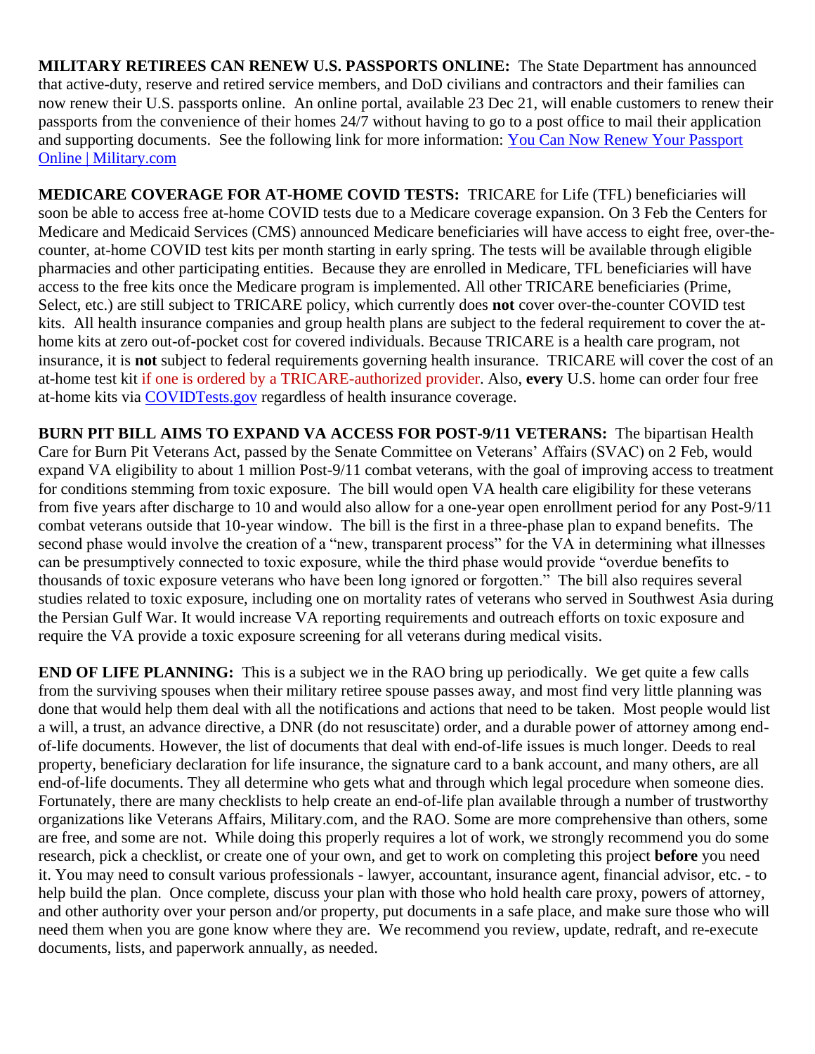**MILITARY RETIREES CAN RENEW U.S. PASSPORTS ONLINE:** The State Department has announced that active-duty, reserve and retired service members, and DoD civilians and contractors and their families can now renew their U.S. passports online. An online portal, available 23 Dec 21, will enable customers to renew their passports from the convenience of their homes 24/7 without having to go to a post office to mail their application and supporting documents. See the following link for more information: [You Can Now Renew Your Passport Online | Military.com]()

**MEDICARE COVERAGE FOR AT-HOME COVID TESTS:** TRICARE for Life (TFL) beneficiaries will soon be able to access free at-home COVID tests due to a Medicare coverage expansion. On 3 Feb the Centers for Medicare and Medicaid Services (CMS) announced Medicare beneficiaries will have access to eight free, over-the-counter, at-home COVID test kits per month starting in early spring. The tests will be available through eligible pharmacies and other participating entities. Because they are enrolled in Medicare, TFL beneficiaries will have access to the free kits once the Medicare program is implemented. All other TRICARE beneficiaries (Prime, Select, etc.) are still subject to TRICARE policy, which currently does **not** cover over-the-counter COVID test kits. All health insurance companies and group health plans are subject to the federal requirement to cover the at-home kits at zero out-of-pocket cost for covered individuals. Because TRICARE is a health care program, not insurance, it is **not** subject to federal requirements governing health insurance. TRICARE will cover the cost of an at-home test kit if one is ordered by a TRICARE-authorized provider. Also, **every** U.S. home can order four free at-home kits via [COVIDTests.gov]() regardless of health insurance coverage.

**BURN PIT BILL AIMS TO EXPAND VA ACCESS FOR POST-9/11 VETERANS:** The bipartisan Health Care for Burn Pit Veterans Act, passed by the Senate Committee on Veterans' Affairs (SVAC) on 2 Feb, would expand VA eligibility to about 1 million Post-9/11 combat veterans, with the goal of improving access to treatment for conditions stemming from toxic exposure. The bill would open VA health care eligibility for these veterans from five years after discharge to 10 and would also allow for a one-year open enrollment period for any Post-9/11 combat veterans outside that 10-year window. The bill is the first in a three-phase plan to expand benefits. The second phase would involve the creation of a "new, transparent process" for the VA in determining what illnesses can be presumptively connected to toxic exposure, while the third phase would provide "overdue benefits to thousands of toxic exposure veterans who have been long ignored or forgotten." The bill also requires several studies related to toxic exposure, including one on mortality rates of veterans who served in Southwest Asia during the Persian Gulf War. It would increase VA reporting requirements and outreach efforts on toxic exposure and require the VA provide a toxic exposure screening for all veterans during medical visits.

**END OF LIFE PLANNING:** This is a subject we in the RAO bring up periodically. We get quite a few calls from the surviving spouses when their military retiree spouse passes away, and most find very little planning was done that would help them deal with all the notifications and actions that need to be taken. Most people would list a will, a trust, an advance directive, a DNR (do not resuscitate) order, and a durable power of attorney among end-of-life documents. However, the list of documents that deal with end-of-life issues is much longer. Deeds to real property, beneficiary declaration for life insurance, the signature card to a bank account, and many others, are all end-of-life documents. They all determine who gets what and through which legal procedure when someone dies. Fortunately, there are many checklists to help create an end-of-life plan available through a number of trustworthy organizations like Veterans Affairs, Military.com, and the RAO. Some are more comprehensive than others, some are free, and some are not. While doing this properly requires a lot of work, we strongly recommend you do some research, pick a checklist, or create one of your own, and get to work on completing this project **before** you need it. You may need to consult various professionals - lawyer, accountant, insurance agent, financial advisor, etc. - to help build the plan. Once complete, discuss your plan with those who hold health care proxy, powers of attorney, and other authority over your person and/or property, put documents in a safe place, and make sure those who will need them when you are gone know where they are. We recommend you review, update, redraft, and re-execute documents, lists, and paperwork annually, as needed.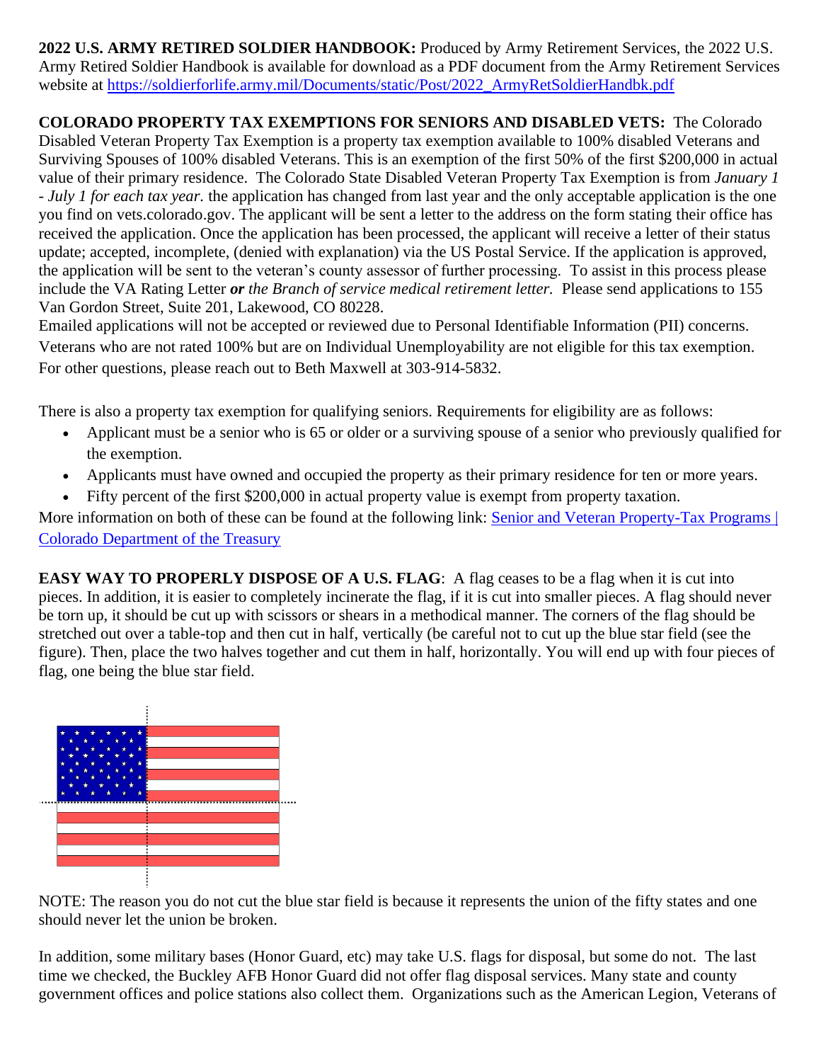**2022 U.S. ARMY RETIRED SOLDIER HANDBOOK:** Produced by Army Retirement Services, the 2022 U.S. Army Retired Soldier Handbook is available for download as a PDF document from the Army Retirement Services website at [https://soldierforlife.army.mil/Documents/static/Post/2022_ArmyRetSoldierHandbk.pdf](https://soldierforlife.army.mil/Documents/static/Post/2022_ArmyRetSoldierHandbk.pdf)

**COLORADO PROPERTY TAX EXEMPTIONS FOR SENIORS AND DISABLED VETS:** The Colorado Disabled Veteran Property Tax Exemption is a property tax exemption available to 100% disabled Veterans and Surviving Spouses of 100% disabled Veterans. This is an exemption of the first 50% of the first $200,000 in actual value of their primary residence. The Colorado State Disabled Veteran Property Tax Exemption is from *January 1 - July 1 for each tax year.* the application has changed from last year and the only acceptable application is the one you find on vets.colorado.gov. The applicant will be sent a letter to the address on the form stating their office has received the application. Once the application has been processed, the applicant will receive a letter of their status update; accepted, incomplete, (denied with explanation) via the US Postal Service. If the application is approved, the application will be sent to the veteran's county assessor of further processing. To assist in this process please include the VA Rating Letter ***or*** *the Branch of service medical retirement letter.* Please send applications to 155 Van Gordon Street, Suite 201, Lakewood, CO 80228.
Emailed applications will not be accepted or reviewed due to Personal Identifiable Information (PII) concerns.
Veterans who are not rated 100% but are on Individual Unemployability are not eligible for this tax exemption.
For other questions, please reach out to Beth Maxwell at 303-914-5832.

There is also a property tax exemption for qualifying seniors. Requirements for eligibility are as follows:

- Applicant must be a senior who is 65 or older or a surviving spouse of a senior who previously qualified for the exemption.
- Applicants must have owned and occupied the property as their primary residence for ten or more years.
- Fifty percent of the first $200,000 in actual property value is exempt from property taxation.

More information on both of these can be found at the following link: [Senior and Veteran Property-Tax Programs | Colorado Department of the Treasury]()

**EASY WAY TO PROPERLY DISPOSE OF A U.S. FLAG**: A flag ceases to be a flag when it is cut into pieces. In addition, it is easier to completely incinerate the flag, if it is cut into smaller pieces. A flag should never be torn up, it should be cut up with scissors or shears in a methodical manner. The corners of the flag should be stretched out over a table-top and then cut in half, vertically (be careful not to cut up the blue star field (see the figure). Then, place the two halves together and cut them in half, horizontally. You will end up with four pieces of flag, one being the blue star field.

NOTE: The reason you do not cut the blue star field is because it represents the union of the fifty states and one should never let the union be broken.

In addition, some military bases (Honor Guard, etc) may take U.S. flags for disposal, but some do not. The last time we checked, the Buckley AFB Honor Guard did not offer flag disposal services. Many state and county government offices and police stations also collect them. Organizations such as the American Legion, Veterans of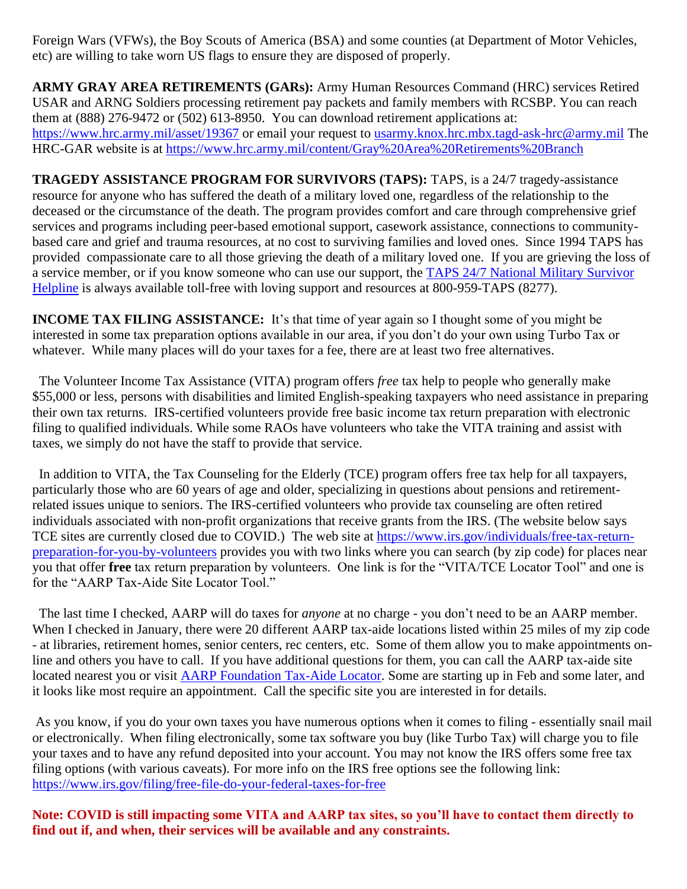Foreign Wars (VFWs), the Boy Scouts of America (BSA) and some counties (at Department of Motor Vehicles, etc) are willing to take worn US flags to ensure they are disposed of properly.

**ARMY GRAY AREA RETIREMENTS (GARs):** Army Human Resources Command (HRC) services Retired USAR and ARNG Soldiers processing retirement pay packets and family members with RCSBP. You can reach them at (888) 276-9472 or (502) 613-8950. You can download retirement applications at: https://www.hrc.army.mil/asset/19367 or email your request to usarmy.knox.hrc.mbx.tagd-ask-hrc@army.mil The HRC-GAR website is at https://www.hrc.army.mil/content/Gray%20Area%20Retirements%20Branch

**TRAGEDY ASSISTANCE PROGRAM FOR SURVIVORS (TAPS):** TAPS, is a 24/7 tragedy-assistance resource for anyone who has suffered the death of a military loved one, regardless of the relationship to the deceased or the circumstance of the death. The program provides comfort and care through comprehensive grief services and programs including peer-based emotional support, casework assistance, connections to community-based care and grief and trauma resources, at no cost to surviving families and loved ones. Since 1994 TAPS has provided compassionate care to all those grieving the death of a military loved one. If you are grieving the loss of a service member, or if you know someone who can use our support, the TAPS 24/7 National Military Survivor Helpline is always available toll-free with loving support and resources at 800-959-TAPS (8277).

**INCOME TAX FILING ASSISTANCE:** It's that time of year again so I thought some of you might be interested in some tax preparation options available in our area, if you don't do your own using Turbo Tax or whatever. While many places will do your taxes for a fee, there are at least two free alternatives.

The Volunteer Income Tax Assistance (VITA) program offers *free* tax help to people who generally make $55,000 or less, persons with disabilities and limited English-speaking taxpayers who need assistance in preparing their own tax returns. IRS-certified volunteers provide free basic income tax return preparation with electronic filing to qualified individuals. While some RAOs have volunteers who take the VITA training and assist with taxes, we simply do not have the staff to provide that service.

In addition to VITA, the Tax Counseling for the Elderly (TCE) program offers free tax help for all taxpayers, particularly those who are 60 years of age and older, specializing in questions about pensions and retirement-related issues unique to seniors. The IRS-certified volunteers who provide tax counseling are often retired individuals associated with non-profit organizations that receive grants from the IRS. (The website below says TCE sites are currently closed due to COVID.) The web site at https://www.irs.gov/individuals/free-tax-return-preparation-for-you-by-volunteers provides you with two links where you can search (by zip code) for places near you that offer **free** tax return preparation by volunteers. One link is for the "VITA/TCE Locator Tool" and one is for the "AARP Tax-Aide Site Locator Tool."

The last time I checked, AARP will do taxes for *anyone* at no charge - you don't need to be an AARP member. When I checked in January, there were 20 different AARP tax-aide locations listed within 25 miles of my zip code - at libraries, retirement homes, senior centers, rec centers, etc. Some of them allow you to make appointments on-line and others you have to call. If you have additional questions for them, you can call the AARP tax-aide site located nearest you or visit AARP Foundation Tax-Aide Locator. Some are starting up in Feb and some later, and it looks like most require an appointment. Call the specific site you are interested in for details.

As you know, if you do your own taxes you have numerous options when it comes to filing - essentially snail mail or electronically. When filing electronically, some tax software you buy (like Turbo Tax) will charge you to file your taxes and to have any refund deposited into your account. You may not know the IRS offers some free tax filing options (with various caveats). For more info on the IRS free options see the following link: https://www.irs.gov/filing/free-file-do-your-federal-taxes-for-free

**Note: COVID is still impacting some VITA and AARP tax sites, so you'll have to contact them directly to find out if, and when, their services will be available and any constraints.**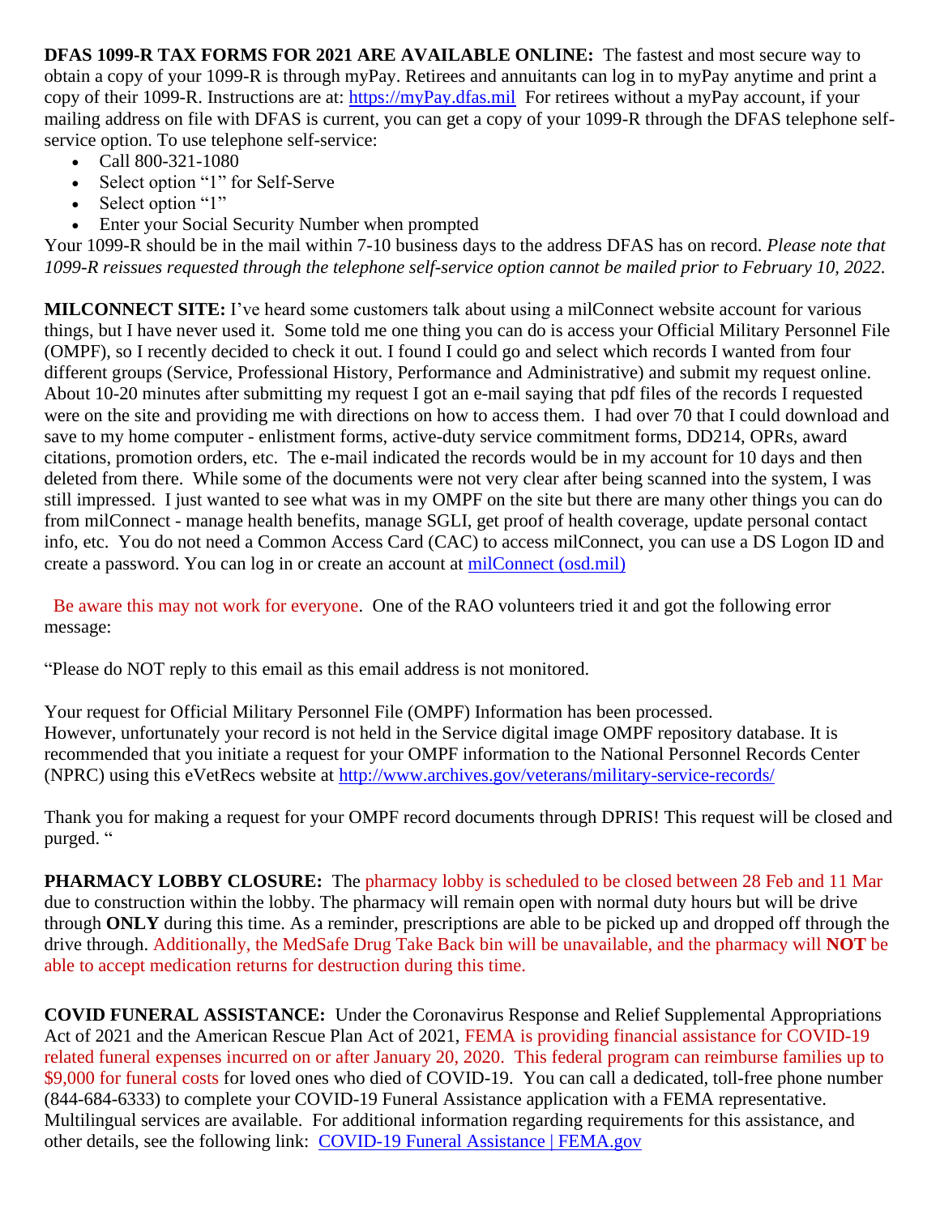**DFAS 1099-R TAX FORMS FOR 2021 ARE AVAILABLE ONLINE:** The fastest and most secure way to obtain a copy of your 1099-R is through myPay. Retirees and annuitants can log in to myPay anytime and print a copy of their 1099-R. Instructions are at: [https://myPay.dfas.mil](https://myPay.dfas.mil) For retirees without a myPay account, if your mailing address on file with DFAS is current, you can get a copy of your 1099-R through the DFAS telephone self-service option. To use telephone self-service:

- Call 800-321-1080
- Select option "1" for Self-Serve
- Select option "1"
- Enter your Social Security Number when prompted

Your 1099-R should be in the mail within 7-10 business days to the address DFAS has on record. *Please note that 1099-R reissues requested through the telephone self-service option cannot be mailed prior to February 10, 2022.*

**MILCONNECT SITE:** I've heard some customers talk about using a milConnect website account for various things, but I have never used it. Some told me one thing you can do is access your Official Military Personnel File (OMPF), so I recently decided to check it out. I found I could go and select which records I wanted from four different groups (Service, Professional History, Performance and Administrative) and submit my request online. About 10-20 minutes after submitting my request I got an e-mail saying that pdf files of the records I requested were on the site and providing me with directions on how to access them. I had over 70 that I could download and save to my home computer - enlistment forms, active-duty service commitment forms, DD214, OPRs, award citations, promotion orders, etc. The e-mail indicated the records would be in my account for 10 days and then deleted from there. While some of the documents were not very clear after being scanned into the system, I was still impressed. I just wanted to see what was in my OMPF on the site but there are many other things you can do from milConnect - manage health benefits, manage SGLI, get proof of health coverage, update personal contact info, etc. You do not need a Common Access Card (CAC) to access milConnect, you can use a DS Logon ID and create a password. You can log in or create an account at [milConnect (osd.mil)](milConnect (osd.mil))

Be aware this may not work for everyone. One of the RAO volunteers tried it and got the following error message:

"Please do NOT reply to this email as this email address is not monitored.

Your request for Official Military Personnel File (OMPF) Information has been processed.
However, unfortunately your record is not held in the Service digital image OMPF repository database. It is recommended that you initiate a request for your OMPF information to the National Personnel Records Center (NPRC) using this eVetRecs website at [http://www.archives.gov/veterans/military-service-records/](http://www.archives.gov/veterans/military-service-records/)

Thank you for making a request for your OMPF record documents through DPRIS! This request will be closed and purged. "

**PHARMACY LOBBY CLOSURE:** The pharmacy lobby is scheduled to be closed between 28 Feb and 11 Mar due to construction within the lobby. The pharmacy will remain open with normal duty hours but will be drive through **ONLY** during this time. As a reminder, prescriptions are able to be picked up and dropped off through the drive through. Additionally, the MedSafe Drug Take Back bin will be unavailable, and the pharmacy will **NOT** be able to accept medication returns for destruction during this time.

**COVID FUNERAL ASSISTANCE:** Under the Coronavirus Response and Relief Supplemental Appropriations Act of 2021 and the American Rescue Plan Act of 2021, FEMA is providing financial assistance for COVID-19 related funeral expenses incurred on or after January 20, 2020. This federal program can reimburse families up to $9,000 for funeral costs for loved ones who died of COVID-19. You can call a dedicated, toll-free phone number (844-684-6333) to complete your COVID-19 Funeral Assistance application with a FEMA representative. Multilingual services are available. For additional information regarding requirements for this assistance, and other details, see the following link: [COVID-19 Funeral Assistance | FEMA.gov](COVID-19 Funeral Assistance | FEMA.gov)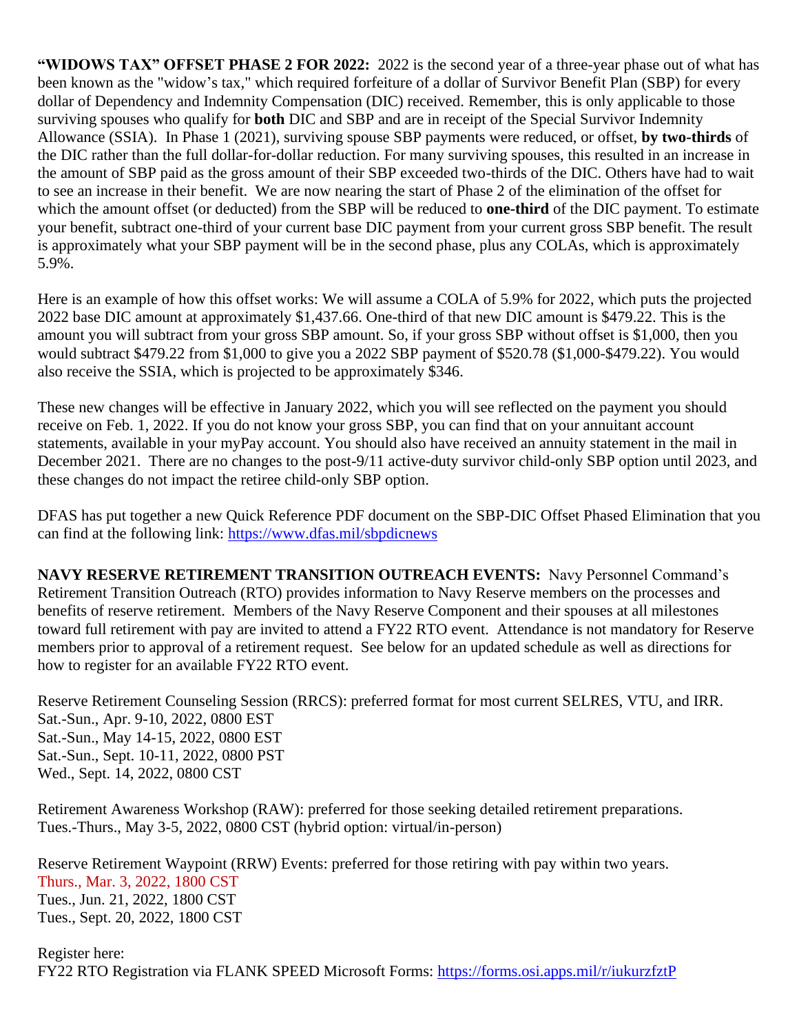**"WIDOWS TAX" OFFSET PHASE 2 FOR 2022:** 2022 is the second year of a three-year phase out of what has been known as the "widow's tax," which required forfeiture of a dollar of Survivor Benefit Plan (SBP) for every dollar of Dependency and Indemnity Compensation (DIC) received. Remember, this is only applicable to those surviving spouses who qualify for **both** DIC and SBP and are in receipt of the Special Survivor Indemnity Allowance (SSIA). In Phase 1 (2021), surviving spouse SBP payments were reduced, or offset, **by two-thirds** of the DIC rather than the full dollar-for-dollar reduction. For many surviving spouses, this resulted in an increase in the amount of SBP paid as the gross amount of their SBP exceeded two-thirds of the DIC. Others have had to wait to see an increase in their benefit. We are now nearing the start of Phase 2 of the elimination of the offset for which the amount offset (or deducted) from the SBP will be reduced to **one-third** of the DIC payment. To estimate your benefit, subtract one-third of your current base DIC payment from your current gross SBP benefit. The result is approximately what your SBP payment will be in the second phase, plus any COLAs, which is approximately 5.9%.

Here is an example of how this offset works: We will assume a COLA of 5.9% for 2022, which puts the projected 2022 base DIC amount at approximately $1,437.66. One-third of that new DIC amount is $479.22. This is the amount you will subtract from your gross SBP amount. So, if your gross SBP without offset is $1,000, then you would subtract $479.22 from $1,000 to give you a 2022 SBP payment of $520.78 ($1,000-$479.22). You would also receive the SSIA, which is projected to be approximately $346.

These new changes will be effective in January 2022, which you will see reflected on the payment you should receive on Feb. 1, 2022. If you do not know your gross SBP, you can find that on your annuitant account statements, available in your myPay account. You should also have received an annuity statement in the mail in December 2021. There are no changes to the post-9/11 active-duty survivor child-only SBP option until 2023, and these changes do not impact the retiree child-only SBP option.

DFAS has put together a new Quick Reference PDF document on the SBP-DIC Offset Phased Elimination that you can find at the following link: https://www.dfas.mil/sbpdicnews

**NAVY RESERVE RETIREMENT TRANSITION OUTREACH EVENTS:** Navy Personnel Command's Retirement Transition Outreach (RTO) provides information to Navy Reserve members on the processes and benefits of reserve retirement. Members of the Navy Reserve Component and their spouses at all milestones toward full retirement with pay are invited to attend a FY22 RTO event. Attendance is not mandatory for Reserve members prior to approval of a retirement request. See below for an updated schedule as well as directions for how to register for an available FY22 RTO event.

Reserve Retirement Counseling Session (RRCS): preferred format for most current SELRES, VTU, and IRR.
Sat.-Sun., Apr. 9-10, 2022, 0800 EST
Sat.-Sun., May 14-15, 2022, 0800 EST
Sat.-Sun., Sept. 10-11, 2022, 0800 PST
Wed., Sept. 14, 2022, 0800 CST

Retirement Awareness Workshop (RAW): preferred for those seeking detailed retirement preparations.
Tues.-Thurs., May 3-5, 2022, 0800 CST (hybrid option: virtual/in-person)

Reserve Retirement Waypoint (RRW) Events: preferred for those retiring with pay within two years.
Thurs., Mar. 3, 2022, 1800 CST
Tues., Jun. 21, 2022, 1800 CST
Tues., Sept. 20, 2022, 1800 CST

Register here:
FY22 RTO Registration via FLANK SPEED Microsoft Forms: https://forms.osi.apps.mil/r/iukurzfztP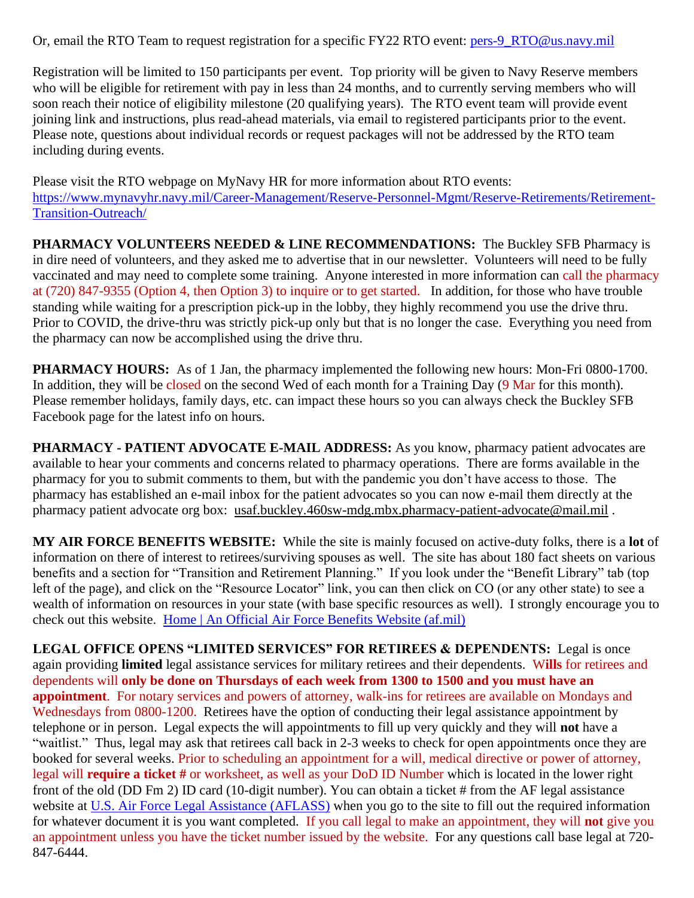Or, email the RTO Team to request registration for a specific FY22 RTO event: [pers-9_RTO@us.navy.mil](mailto:pers-9_RTO@us.navy.mil)

Registration will be limited to 150 participants per event. Top priority will be given to Navy Reserve members who will be eligible for retirement with pay in less than 24 months, and to currently serving members who will soon reach their notice of eligibility milestone (20 qualifying years). The RTO event team will provide event joining link and instructions, plus read-ahead materials, via email to registered participants prior to the event. Please note, questions about individual records or request packages will not be addressed by the RTO team including during events.

Please visit the RTO webpage on MyNavy HR for more information about RTO events: [https://www.mynavyhr.navy.mil/Career-Management/Reserve-Personnel-Mgmt/Reserve-Retirements/Retirement-Transition-Outreach/](https://www.mynavyhr.navy.mil/Career-Management/Reserve-Personnel-Mgmt/Reserve-Retirements/Retirement-Transition-Outreach/)

**PHARMACY VOLUNTEERS NEEDED & LINE RECOMMENDATIONS:** The Buckley SFB Pharmacy is in dire need of volunteers, and they asked me to advertise that in our newsletter. Volunteers will need to be fully vaccinated and may need to complete some training. Anyone interested in more information can call the pharmacy at (720) 847-9355 (Option 4, then Option 3) to inquire or to get started. In addition, for those who have trouble standing while waiting for a prescription pick-up in the lobby, they highly recommend you use the drive thru. Prior to COVID, the drive-thru was strictly pick-up only but that is no longer the case. Everything you need from the pharmacy can now be accomplished using the drive thru.

**PHARMACY HOURS:** As of 1 Jan, the pharmacy implemented the following new hours: Mon-Fri 0800-1700. In addition, they will be closed on the second Wed of each month for a Training Day (9 Mar for this month). Please remember holidays, family days, etc. can impact these hours so you can always check the Buckley SFB Facebook page for the latest info on hours.

**PHARMACY - PATIENT ADVOCATE E-MAIL ADDRESS:** As you know, pharmacy patient advocates are available to hear your comments and concerns related to pharmacy operations. There are forms available in the pharmacy for you to submit comments to them, but with the pandemic you don't have access to those. The pharmacy has established an e-mail inbox for the patient advocates so you can now e-mail them directly at the pharmacy patient advocate org box: usaf.buckley.460sw-mdg.mbx.pharmacy-patient-advocate@mail.mil .

**MY AIR FORCE BENEFITS WEBSITE:** While the site is mainly focused on active-duty folks, there is a **lot** of information on there of interest to retirees/surviving spouses as well. The site has about 180 fact sheets on various benefits and a section for "Transition and Retirement Planning." If you look under the "Benefit Library" tab (top left of the page), and click on the "Resource Locator" link, you can then click on CO (or any other state) to see a wealth of information on resources in your state (with base specific resources as well). I strongly encourage you to check out this website. [Home | An Official Air Force Benefits Website (af.mil)]()

**LEGAL OFFICE OPENS "LIMITED SERVICES" FOR RETIREES & DEPENDENTS:** Legal is once again providing **limited** legal assistance services for military retirees and their dependents. W**ills** for retirees and dependents will **only be done on Thursdays of each week from 1300 to 1500 and you must have an appointment**. For notary services and powers of attorney, walk-ins for retirees are available on Mondays and Wednesdays from 0800-1200. Retirees have the option of conducting their legal assistance appointment by telephone or in person. Legal expects the will appointments to fill up very quickly and they will **not** have a "waitlist." Thus, legal may ask that retirees call back in 2-3 weeks to check for open appointments once they are booked for several weeks. Prior to scheduling an appointment for a will, medical directive or power of attorney, legal will **require a ticket #** or worksheet, as well as your DoD ID Number which is located in the lower right front of the old (DD Fm 2) ID card (10-digit number). You can obtain a ticket # from the AF legal assistance website at [U.S. Air Force Legal Assistance (AFLASS)]() when you go to the site to fill out the required information for whatever document it is you want completed. If you call legal to make an appointment, they will **not** give you an appointment unless you have the ticket number issued by the website. For any questions call base legal at 720-847-6444.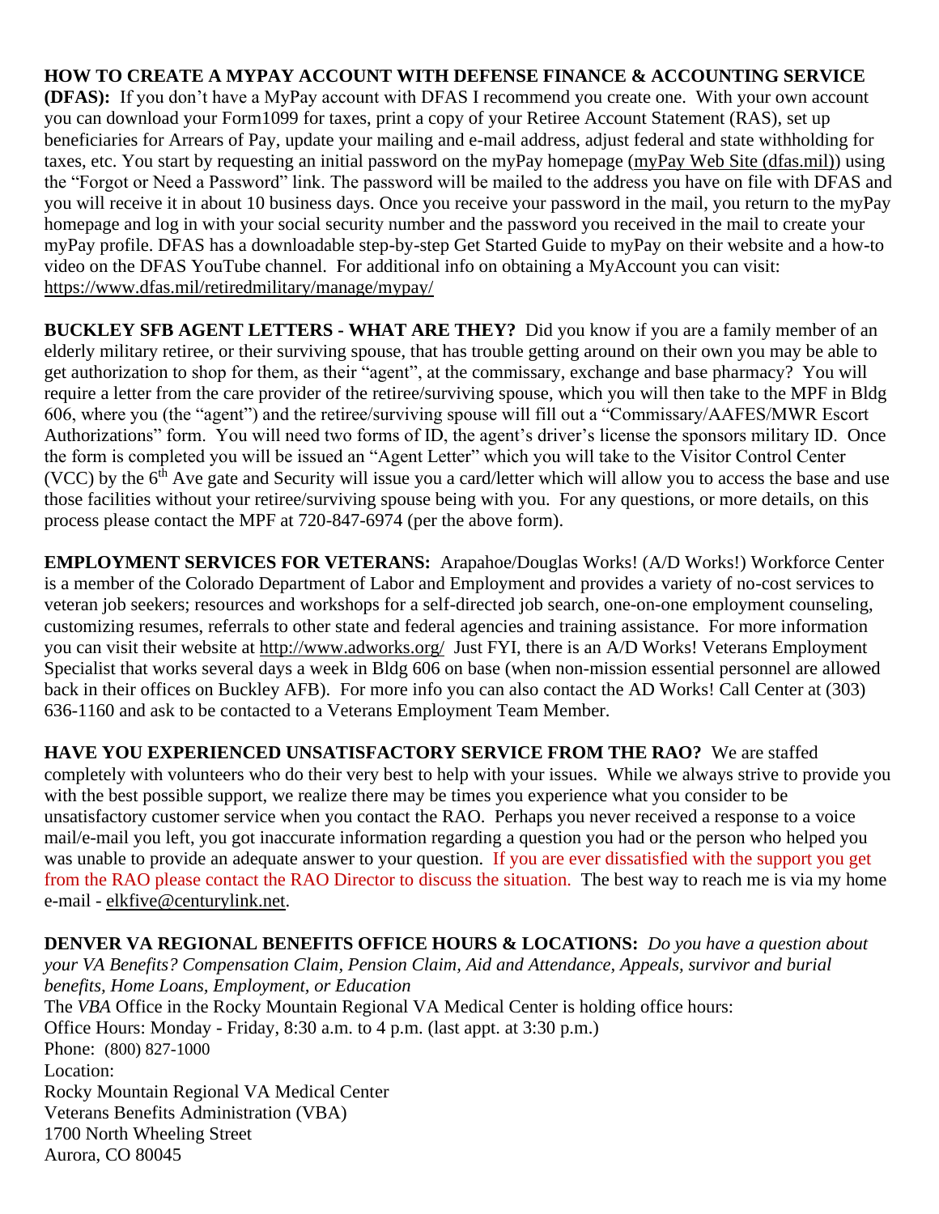**HOW TO CREATE A MYPAY ACCOUNT WITH DEFENSE FINANCE & ACCOUNTING SERVICE (DFAS):** If you don't have a MyPay account with DFAS I recommend you create one. With your own account you can download your Form1099 for taxes, print a copy of your Retiree Account Statement (RAS), set up beneficiaries for Arrears of Pay, update your mailing and e-mail address, adjust federal and state withholding for taxes, etc. You start by requesting an initial password on the myPay homepage (myPay Web Site (dfas.mil)) using the "Forgot or Need a Password" link. The password will be mailed to the address you have on file with DFAS and you will receive it in about 10 business days. Once you receive your password in the mail, you return to the myPay homepage and log in with your social security number and the password you received in the mail to create your myPay profile. DFAS has a downloadable step-by-step Get Started Guide to myPay on their website and a how-to video on the DFAS YouTube channel. For additional info on obtaining a MyAccount you can visit: https://www.dfas.mil/retiredmilitary/manage/mypay/

**BUCKLEY SFB AGENT LETTERS - WHAT ARE THEY?** Did you know if you are a family member of an elderly military retiree, or their surviving spouse, that has trouble getting around on their own you may be able to get authorization to shop for them, as their "agent", at the commissary, exchange and base pharmacy? You will require a letter from the care provider of the retiree/surviving spouse, which you will then take to the MPF in Bldg 606, where you (the "agent") and the retiree/surviving spouse will fill out a "Commissary/AAFES/MWR Escort Authorizations" form. You will need two forms of ID, the agent's driver's license the sponsors military ID. Once the form is completed you will be issued an "Agent Letter" which you will take to the Visitor Control Center (VCC) by the 6th Ave gate and Security will issue you a card/letter which will allow you to access the base and use those facilities without your retiree/surviving spouse being with you. For any questions, or more details, on this process please contact the MPF at 720-847-6974 (per the above form).

**EMPLOYMENT SERVICES FOR VETERANS:** Arapahoe/Douglas Works! (A/D Works!) Workforce Center is a member of the Colorado Department of Labor and Employment and provides a variety of no-cost services to veteran job seekers; resources and workshops for a self-directed job search, one-on-one employment counseling, customizing resumes, referrals to other state and federal agencies and training assistance. For more information you can visit their website at http://www.adworks.org/ Just FYI, there is an A/D Works! Veterans Employment Specialist that works several days a week in Bldg 606 on base (when non-mission essential personnel are allowed back in their offices on Buckley AFB). For more info you can also contact the AD Works! Call Center at (303) 636-1160 and ask to be contacted to a Veterans Employment Team Member.

**HAVE YOU EXPERIENCED UNSATISFACTORY SERVICE FROM THE RAO?** We are staffed completely with volunteers who do their very best to help with your issues. While we always strive to provide you with the best possible support, we realize there may be times you experience what you consider to be unsatisfactory customer service when you contact the RAO. Perhaps you never received a response to a voice mail/e-mail you left, you got inaccurate information regarding a question you had or the person who helped you was unable to provide an adequate answer to your question. If you are ever dissatisfied with the support you get from the RAO please contact the RAO Director to discuss the situation. The best way to reach me is via my home e-mail - elkfive@centurylink.net.

**DENVER VA REGIONAL BENEFITS OFFICE HOURS & LOCATIONS:** *Do you have a question about your VA Benefits? Compensation Claim, Pension Claim, Aid and Attendance, Appeals, survivor and burial benefits, Home Loans, Employment, or Education*

The *VBA* Office in the Rocky Mountain Regional VA Medical Center is holding office hours:
Office Hours: Monday - Friday, 8:30 a.m. to 4 p.m. (last appt. at 3:30 p.m.)
Phone: (800) 827-1000
Location:
Rocky Mountain Regional VA Medical Center
Veterans Benefits Administration (VBA)
1700 North Wheeling Street
Aurora, CO 80045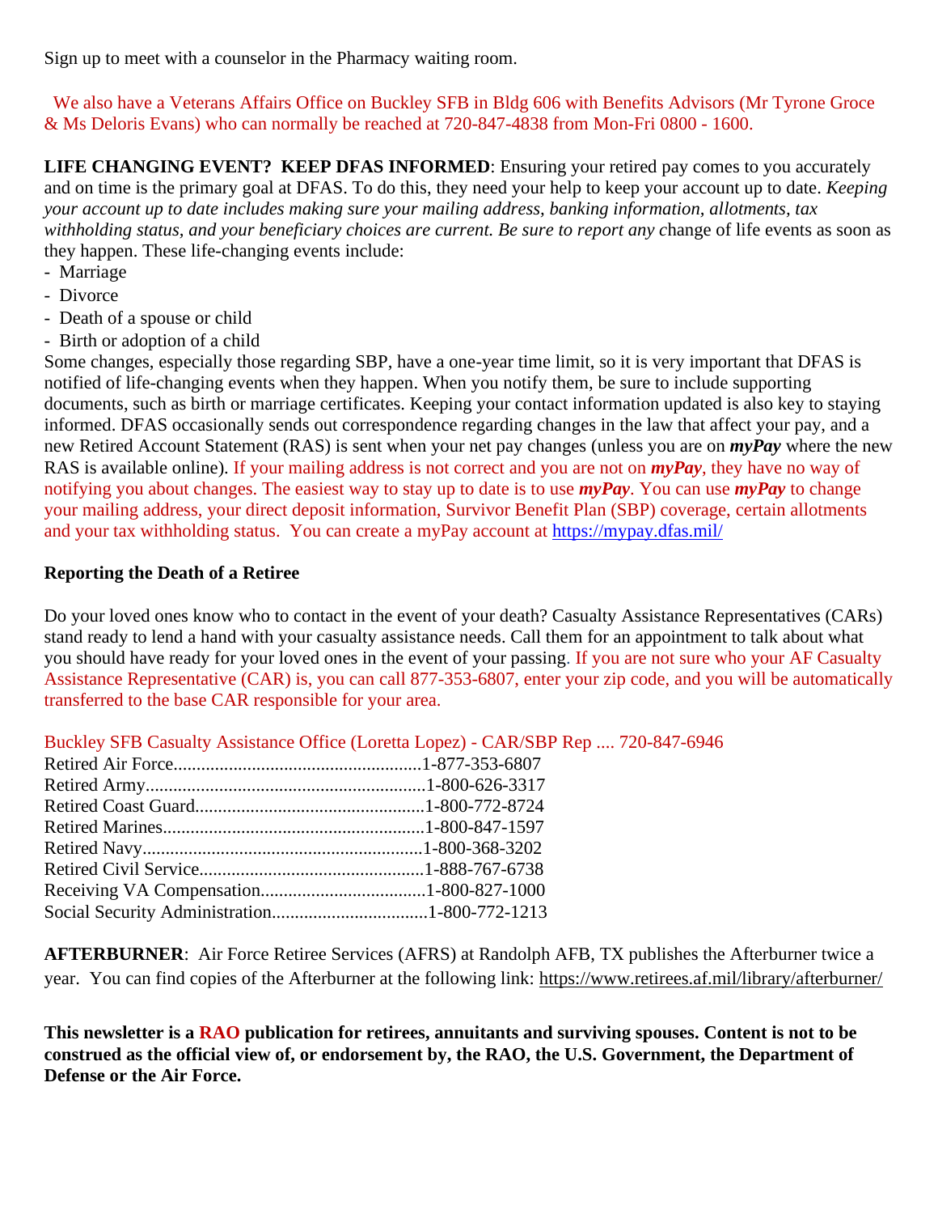Sign up to meet with a counselor in the Pharmacy waiting room.

We also have a Veterans Affairs Office on Buckley SFB in Bldg 606 with Benefits Advisors (Mr Tyrone Groce & Ms Deloris Evans) who can normally be reached at 720-847-4838 from Mon-Fri 0800 - 1600.

**LIFE CHANGING EVENT? KEEP DFAS INFORMED**: Ensuring your retired pay comes to you accurately and on time is the primary goal at DFAS. To do this, they need your help to keep your account up to date. *Keeping your account up to date includes making sure your mailing address, banking information, allotments, tax withholding status, and your beneficiary choices are current. Be sure to report any c*hange of life events as soon as they happen. These life-changing events include:

- Marriage
- Divorce
- Death of a spouse or child
- Birth or adoption of a child

Some changes, especially those regarding SBP, have a one-year time limit, so it is very important that DFAS is notified of life-changing events when they happen. When you notify them, be sure to include supporting documents, such as birth or marriage certificates. Keeping your contact information updated is also key to staying informed. DFAS occasionally sends out correspondence regarding changes in the law that affect your pay, and a new Retired Account Statement (RAS) is sent when your net pay changes (unless you are on ***myPay*** where the new RAS is available online). If your mailing address is not correct and you are not on ***myPay***, they have no way of notifying you about changes. The easiest way to stay up to date is to use ***myPay***. You can use ***myPay*** to change your mailing address, your direct deposit information, Survivor Benefit Plan (SBP) coverage, certain allotments and your tax withholding status. You can create a myPay account at https://mypay.dfas.mil/

**Reporting the Death of a Retiree**

Do your loved ones know who to contact in the event of your death? Casualty Assistance Representatives (CARs) stand ready to lend a hand with your casualty assistance needs. Call them for an appointment to talk about what you should have ready for your loved ones in the event of your passing. If you are not sure who your AF Casualty Assistance Representative (CAR) is, you can call 877-353-6807, enter your zip code, and you will be automatically transferred to the base CAR responsible for your area.

Buckley SFB Casualty Assistance Office (Loretta Lopez) - CAR/SBP Rep .... 720-847-6946
Retired Air Force......................................................1-877-353-6807
Retired Army.............................................................1-800-626-3317
Retired Coast Guard..................................................1-800-772-8724
Retired Marines.........................................................1-800-847-1597
Retired Navy.............................................................1-800-368-3202
Retired Civil Service.................................................1-888-767-6738
Receiving VA Compensation....................................1-800-827-1000
Social Security Administration..................................1-800-772-1213

**AFTERBURNER**: Air Force Retiree Services (AFRS) at Randolph AFB, TX publishes the Afterburner twice a year. You can find copies of the Afterburner at the following link: https://www.retirees.af.mil/library/afterburner/

**This newsletter is a RAO publication for retirees, annuitants and surviving spouses. Content is not to be construed as the official view of, or endorsement by, the RAO, the U.S. Government, the Department of Defense or the Air Force.**